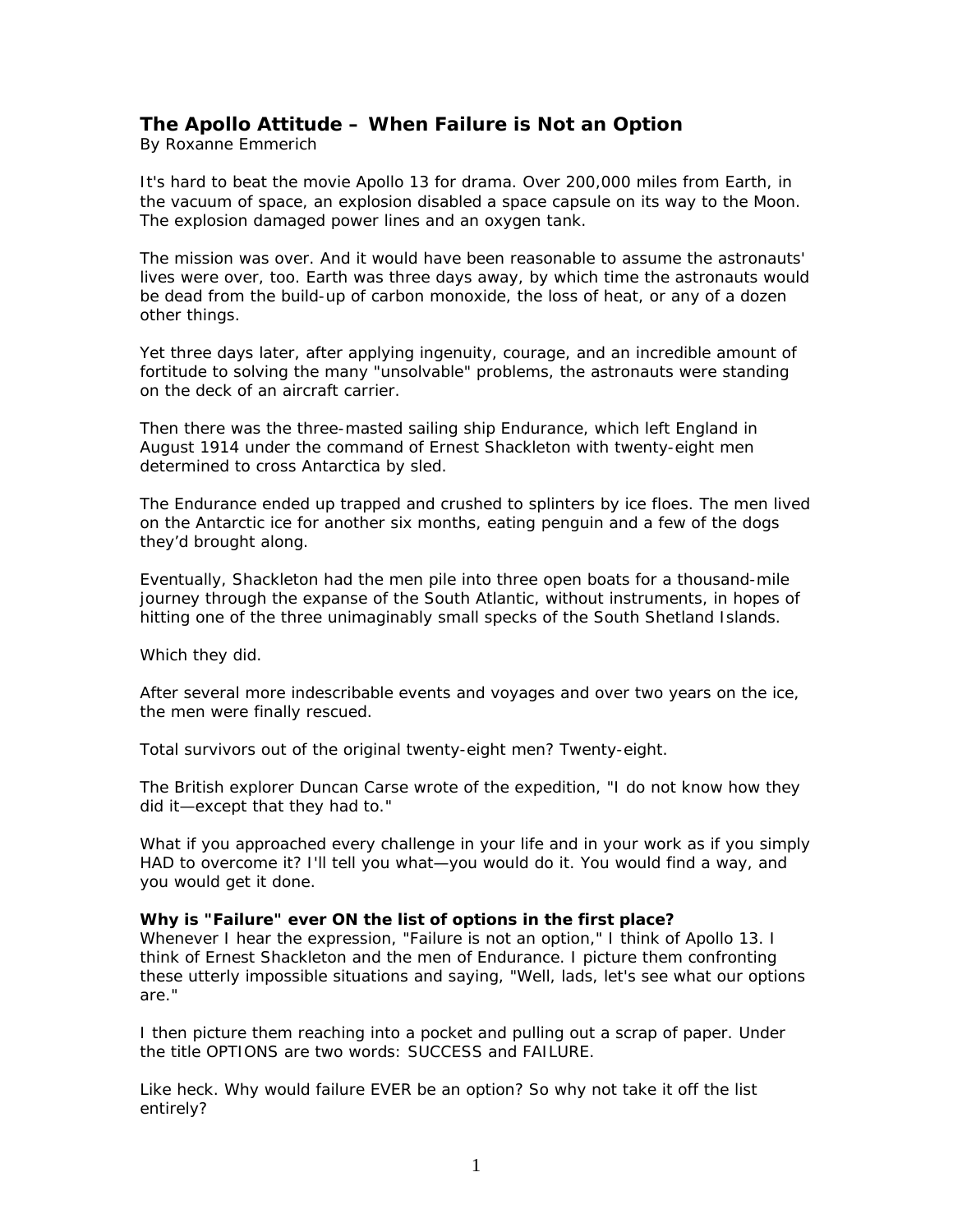## The Apollo Attitude – When Failure is Not an Option

By Roxanne Emmerich

It's hard to beat the movie Apollo 13 for drama. Over 200,000 miles from Earth, in the vacuum of space, an explosion disabled a space capsule on its way to the Moon. The explosion damaged power lines and an oxygen tank.

The mission was over. And it would have been reasonable to assume the astronauts' lives were over, too. Earth was three days away, by which time the astronauts would be dead from the build-up of carbon monoxide, the loss of heat, or any of a dozen other things.

Yet three days later, after applying ingenuity, courage, and an incredible amount of fortitude to solving the many "unsolvable" problems, the astronauts were standing on the deck of an aircraft carrier.

Then there was the three-masted sailing ship Endurance, which left England in August 1914 under the command of Ernest Shackleton with twenty-eight men determined to cross Antarctica by sled.

The Endurance ended up trapped and crushed to splinters by ice floes. The men lived on the Antarctic ice for another six months, eating penguin and a few of the dogs they'd brought along.

Eventually, Shackleton had the men pile into three open boats for a thousand-mile journey through the expanse of the South Atlantic, without instruments, in hopes of hitting one of the three unimaginably small specks of the South Shetland Islands.

Which they did.

After several more indescribable events and voyages and over two years on the ice, the men were finally rescued.

Total survivors out of the original twenty-eight men? Twenty-eight.

The British explorer Duncan Carse wrote of the expedition, "I do not know how they did it—except that they had to."

What if you approached every challenge in your life and in your work as if you simply HAD to overcome it? I'll tell you what—you would do it. You would find a way, and you would get it done.

**Why is "Failure" ever ON the list of options in the first place?**

Whenever I hear the expression, "Failure is not an option," I think of Apollo 13. I think of Ernest Shackleton and the men of Endurance. I picture them confronting these utterly impossible situations and saying, "Well, lads, let's see what our options are."

I then picture them reaching into a pocket and pulling out a scrap of paper. Under the title OPTIONS are two words: SUCCESS and FAILURE.

Like heck. Why would failure EVER be an option? So why not take it off the list entirely?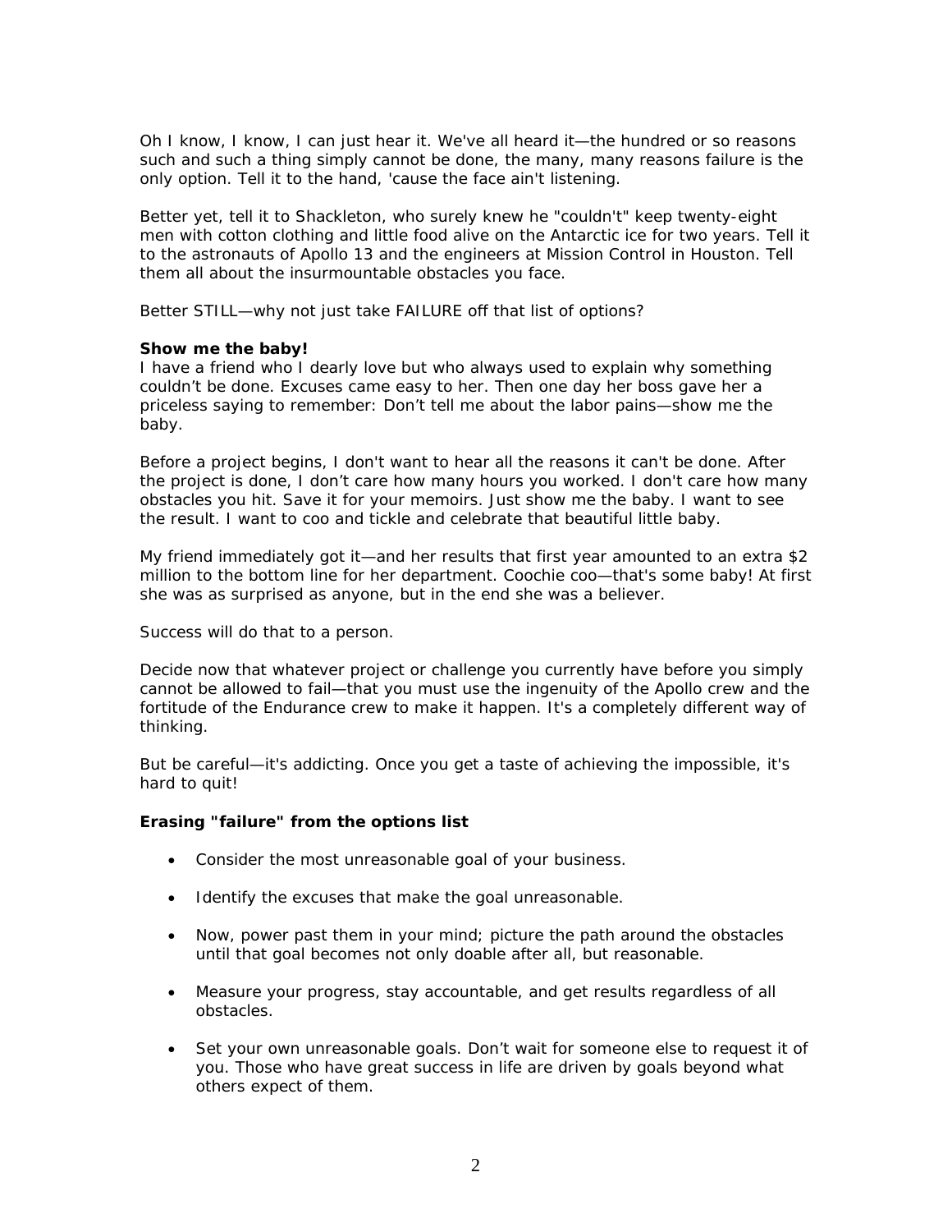Oh I know, I know, I can just hear it. We've all heard it—the hundred or so reasons such and such a thing simply cannot be done, the many, many reasons failure is the only option. Tell it to the hand, 'cause the face ain't listening.

Better yet, tell it to Shackleton, who surely knew he "couldn't" keep twenty-eight men with cotton clothing and little food alive on the Antarctic ice for two years. Tell it to the astronauts of Apollo 13 and the engineers at Mission Control in Houston. Tell them all about the insurmountable obstacles you face.

Better STILL—why not just take FAILURE off that list of options?

**Show me the baby!**
I have a friend who I dearly love but who always used to explain why something couldn't be done. Excuses came easy to her. Then one day her boss gave her a priceless saying to remember: Don't tell me about the labor pains—show me the baby.

Before a project begins, I don't want to hear all the reasons it can't be done. After the project is done, I don't care how many hours you worked. I don't care how many obstacles you hit. Save it for your memoirs. Just show me the baby. I want to see the result. I want to coo and tickle and celebrate that beautiful little baby.

My friend immediately got it—and her results that first year amounted to an extra $2 million to the bottom line for her department. Coochie coo—that's some baby! At first she was as surprised as anyone, but in the end she was a believer.

Success will do that to a person.

Decide now that whatever project or challenge you currently have before you simply cannot be allowed to fail—that you must use the ingenuity of the Apollo crew and the fortitude of the Endurance crew to make it happen. It's a completely different way of thinking.

But be careful—it's addicting. Once you get a taste of achieving the impossible, it's hard to quit!

**Erasing "failure" from the options list**

- Consider the most unreasonable goal of your business.
- Identify the excuses that make the goal unreasonable.
- Now, power past them in your mind; picture the path around the obstacles until that goal becomes not only doable after all, but reasonable.
- Measure your progress, stay accountable, and get results regardless of all obstacles.
- Set your own unreasonable goals. Don't wait for someone else to request it of you. Those who have great success in life are driven by goals beyond what others expect of them.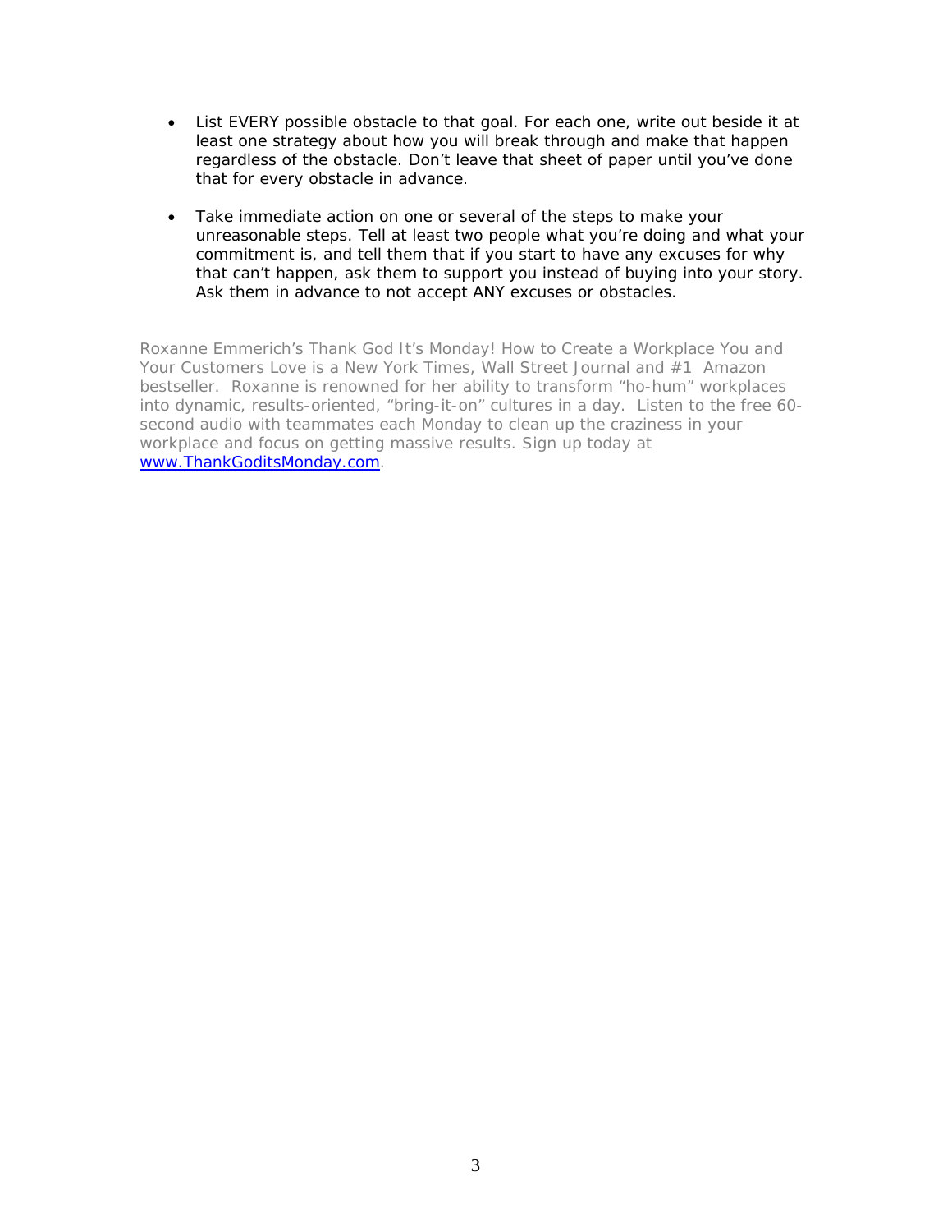- List EVERY possible obstacle to that goal. For each one, write out beside it at least one strategy about how you will break through and make that happen regardless of the obstacle. Don't leave that sheet of paper until you've done that for every obstacle in advance.

- Take immediate action on one or several of the steps to make your unreasonable steps. Tell at least two people what you're doing and what your commitment is, and tell them that if you start to have any excuses for why that can't happen, ask them to support you instead of buying into your story. Ask them in advance to not accept ANY excuses or obstacles.

Roxanne Emmerich's Thank God It's Monday! How to Create a Workplace You and Your Customers Love is a New York Times, Wall Street Journal and #1 Amazon bestseller. Roxanne is renowned for her ability to transform "ho-hum" workplaces into dynamic, results-oriented, "bring-it-on" cultures in a day. Listen to the free 60-second audio with teammates each Monday to clean up the craziness in your workplace and focus on getting massive results. Sign up today at [www.ThankGoditsMonday.com](http://www.ThankGoditsMonday.com).